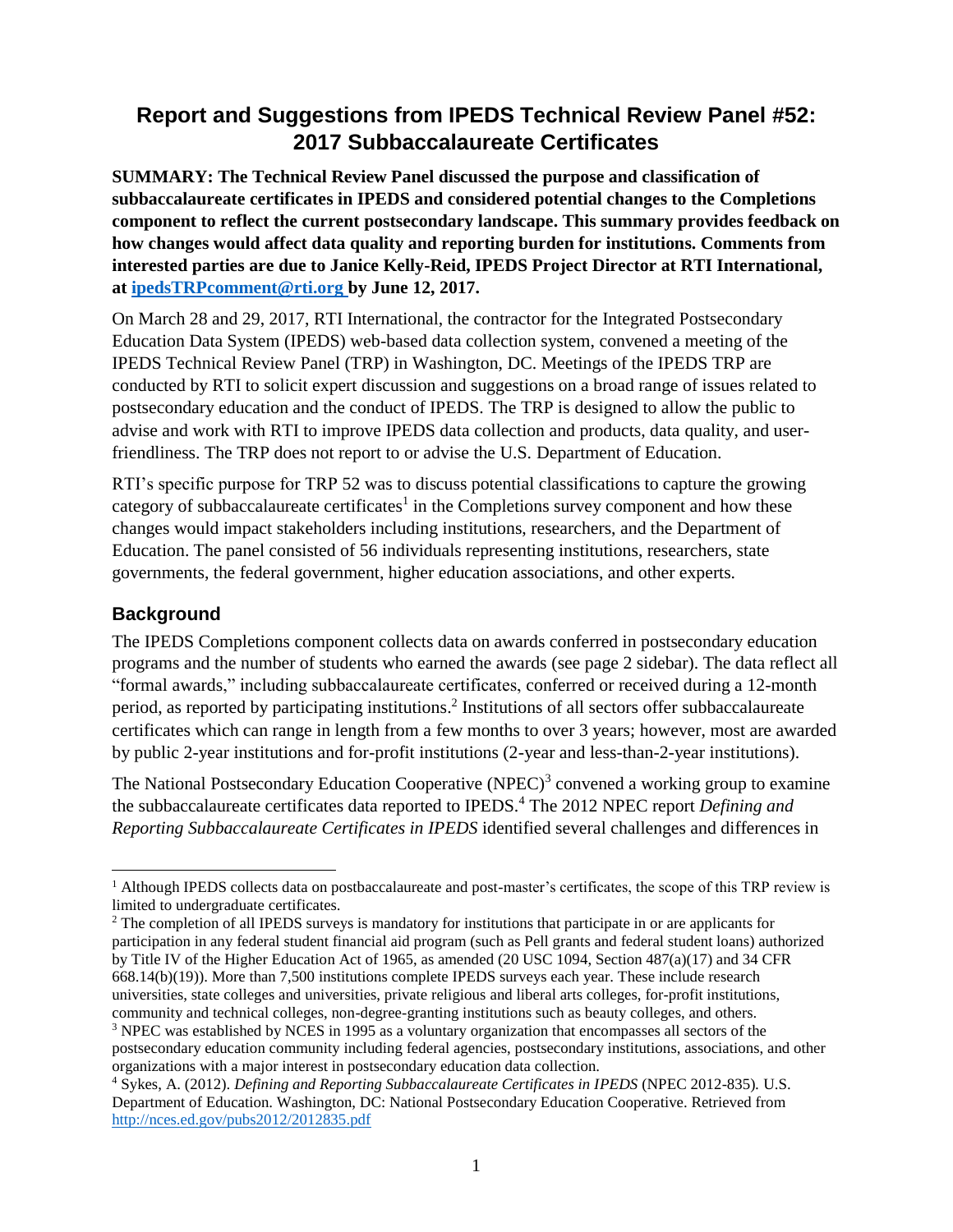# Report and Suggestions from IPEDS Technical Review Panel #52: 2017 Subbaccalaureate Certificates

**SUMMARY: The Technical Review Panel discussed the purpose and classification of subbaccalaureate certificates in IPEDS and considered potential changes to the Completions component to reflect the current postsecondary landscape. This summary provides feedback on how changes would affect data quality and reporting burden for institutions. Comments from interested parties are due to Janice Kelly-Reid, IPEDS Project Director at RTI International, at [ipedsTRPcomment@rti.org](mailto:ipedsTRPcomment@rti.org) by June 12, 2017.**

On March 28 and 29, 2017, RTI International, the contractor for the Integrated Postsecondary Education Data System (IPEDS) web-based data collection system, convened a meeting of the IPEDS Technical Review Panel (TRP) in Washington, DC. Meetings of the IPEDS TRP are conducted by RTI to solicit expert discussion and suggestions on a broad range of issues related to postsecondary education and the conduct of IPEDS. The TRP is designed to allow the public to advise and work with RTI to improve IPEDS data collection and products, data quality, and user-friendliness. The TRP does not report to or advise the U.S. Department of Education.

RTI's specific purpose for TRP 52 was to discuss potential classifications to capture the growing category of subbaccalaureate certificates[1] in the Completions survey component and how these changes would impact stakeholders including institutions, researchers, and the Department of Education. The panel consisted of 56 individuals representing institutions, researchers, state governments, the federal government, higher education associations, and other experts.

## Background

The IPEDS Completions component collects data on awards conferred in postsecondary education programs and the number of students who earned the awards (see page 2 sidebar). The data reflect all "formal awards," including subbaccalaureate certificates, conferred or received during a 12-month period, as reported by participating institutions.[2] Institutions of all sectors offer subbaccalaureate certificates which can range in length from a few months to over 3 years; however, most are awarded by public 2-year institutions and for-profit institutions (2-year and less-than-2-year institutions).

The National Postsecondary Education Cooperative (NPEC)[3] convened a working group to examine the subbaccalaureate certificates data reported to IPEDS.[4] The 2012 NPEC report *Defining and Reporting Subbaccalaureate Certificates in IPEDS* identified several challenges and differences in

---

[1] Although IPEDS collects data on postbaccalaureate and post-master's certificates, the scope of this TRP review is limited to undergraduate certificates.

[2] The completion of all IPEDS surveys is mandatory for institutions that participate in or are applicants for participation in any federal student financial aid program (such as Pell grants and federal student loans) authorized by Title IV of the Higher Education Act of 1965, as amended (20 USC 1094, Section 487(a)(17) and 34 CFR 668.14(b)(19)). More than 7,500 institutions complete IPEDS surveys each year. These include research universities, state colleges and universities, private religious and liberal arts colleges, for-profit institutions, community and technical colleges, non-degree-granting institutions such as beauty colleges, and others.

[3] NPEC was established by NCES in 1995 as a voluntary organization that encompasses all sectors of the postsecondary education community including federal agencies, postsecondary institutions, associations, and other organizations with a major interest in postsecondary education data collection.

[4] Sykes, A. (2012). *Defining and Reporting Subbaccalaureate Certificates in IPEDS* (NPEC 2012-835). U.S. Department of Education. Washington, DC: National Postsecondary Education Cooperative. Retrieved from [http://nces.ed.gov/pubs2012/2012835.pdf](http://nces.ed.gov/pubs2012/2012835.pdf)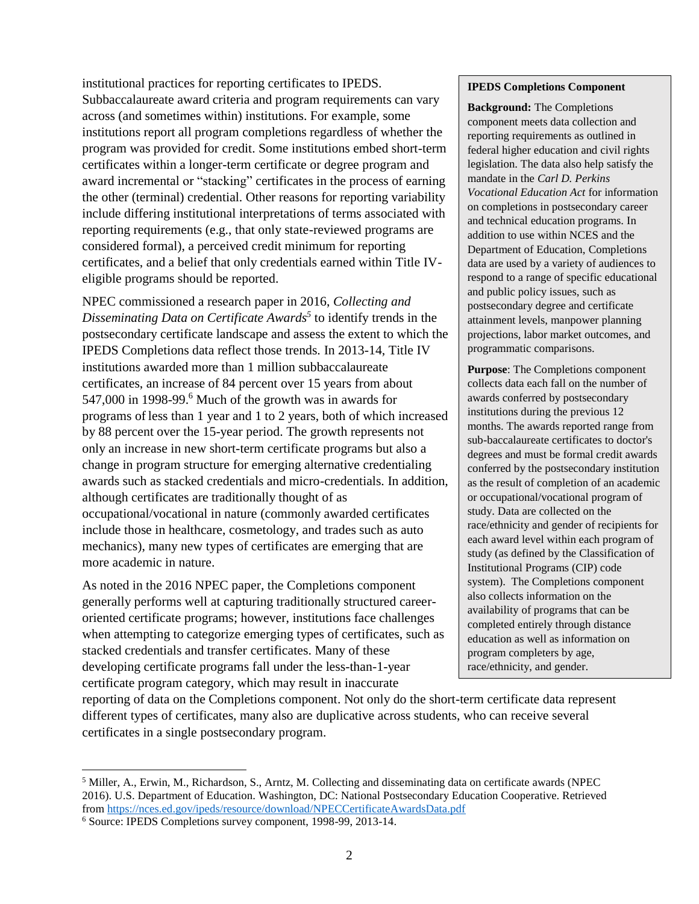institutional practices for reporting certificates to IPEDS. Subbaccalaureate award criteria and program requirements can vary across (and sometimes within) institutions. For example, some institutions report all program completions regardless of whether the program was provided for credit. Some institutions embed short-term certificates within a longer-term certificate or degree program and award incremental or "stacking" certificates in the process of earning the other (terminal) credential. Other reasons for reporting variability include differing institutional interpretations of terms associated with reporting requirements (e.g., that only state-reviewed programs are considered formal), a perceived credit minimum for reporting certificates, and a belief that only credentials earned within Title IV-eligible programs should be reported.

NPEC commissioned a research paper in 2016, *Collecting and Disseminating Data on Certificate Awards*[5] to identify trends in the postsecondary certificate landscape and assess the extent to which the IPEDS Completions data reflect those trends. In 2013-14, Title IV institutions awarded more than 1 million subbaccalaureate certificates, an increase of 84 percent over 15 years from about 547,000 in 1998-99.[6] Much of the growth was in awards for programs of less than 1 year and 1 to 2 years, both of which increased by 88 percent over the 15-year period. The growth represents not only an increase in new short-term certificate programs but also a change in program structure for emerging alternative credentialing awards such as stacked credentials and micro-credentials. In addition, although certificates are traditionally thought of as occupational/vocational in nature (commonly awarded certificates include those in healthcare, cosmetology, and trades such as auto mechanics), many new types of certificates are emerging that are more academic in nature.

As noted in the 2016 NPEC paper, the Completions component generally performs well at capturing traditionally structured career-oriented certificate programs; however, institutions face challenges when attempting to categorize emerging types of certificates, such as stacked credentials and transfer certificates. Many of these developing certificate programs fall under the less-than-1-year certificate program category, which may result in inaccurate reporting of data on the Completions component. Not only do the short-term certificate data represent different types of certificates, many also are duplicative across students, who can receive several certificates in a single postsecondary program.

> **IPEDS Completions Component**
>
> **Background:** The Completions component meets data collection and reporting requirements as outlined in federal higher education and civil rights legislation. The data also help satisfy the mandate in the *Carl D. Perkins Vocational Education Act* for information on completions in postsecondary career and technical education programs. In addition to use within NCES and the Department of Education, Completions data are used by a variety of audiences to respond to a range of specific educational and public policy issues, such as postsecondary degree and certificate attainment levels, manpower planning projections, labor market outcomes, and programmatic comparisons.
>
> **Purpose**: The Completions component collects data each fall on the number of awards conferred by postsecondary institutions during the previous 12 months. The awards reported range from sub-baccalaureate certificates to doctor's degrees and must be formal credit awards conferred by the postsecondary institution as the result of completion of an academic or occupational/vocational program of study. Data are collected on the race/ethnicity and gender of recipients for each award level within each program of study (as defined by the Classification of Institutional Programs (CIP) code system). The Completions component also collects information on the availability of programs that can be completed entirely through distance education as well as information on program completers by age, race/ethnicity, and gender.

---

[5] Miller, A., Erwin, M., Richardson, S., Arntz, M. Collecting and disseminating data on certificate awards (NPEC 2016). U.S. Department of Education. Washington, DC: National Postsecondary Education Cooperative. Retrieved from https://nces.ed.gov/ipeds/resource/download/NPECCertificateAwardsData.pdf

[6] Source: IPEDS Completions survey component, 1998-99, 2013-14.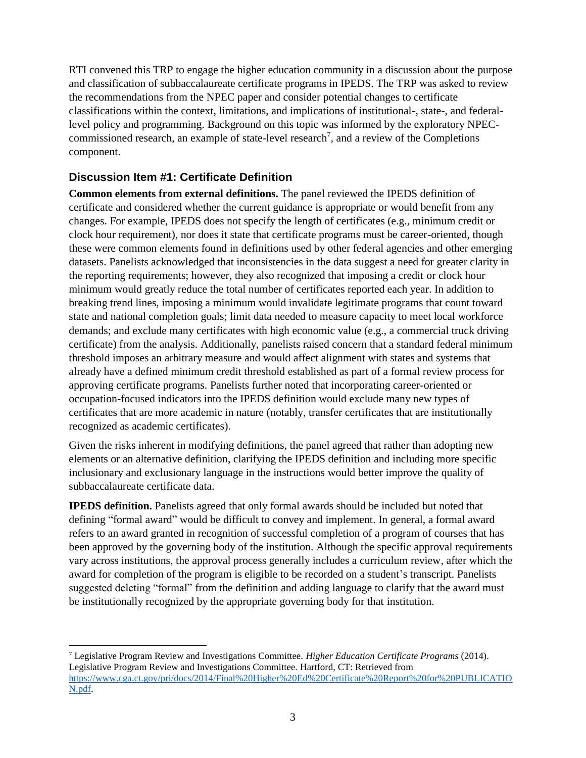RTI convened this TRP to engage the higher education community in a discussion about the purpose and classification of subbaccalaureate certificate programs in IPEDS. The TRP was asked to review the recommendations from the NPEC paper and consider potential changes to certificate classifications within the context, limitations, and implications of institutional-, state-, and federal-level policy and programming. Background on this topic was informed by the exploratory NPEC-commissioned research, an example of state-level research[7], and a review of the Completions component.

## Discussion Item #1: Certificate Definition

**Common elements from external definitions.** The panel reviewed the IPEDS definition of certificate and considered whether the current guidance is appropriate or would benefit from any changes. For example, IPEDS does not specify the length of certificates (e.g., minimum credit or clock hour requirement), nor does it state that certificate programs must be career-oriented, though these were common elements found in definitions used by other federal agencies and other emerging datasets. Panelists acknowledged that inconsistencies in the data suggest a need for greater clarity in the reporting requirements; however, they also recognized that imposing a credit or clock hour minimum would greatly reduce the total number of certificates reported each year. In addition to breaking trend lines, imposing a minimum would invalidate legitimate programs that count toward state and national completion goals; limit data needed to measure capacity to meet local workforce demands; and exclude many certificates with high economic value (e.g., a commercial truck driving certificate) from the analysis. Additionally, panelists raised concern that a standard federal minimum threshold imposes an arbitrary measure and would affect alignment with states and systems that already have a defined minimum credit threshold established as part of a formal review process for approving certificate programs. Panelists further noted that incorporating career-oriented or occupation-focused indicators into the IPEDS definition would exclude many new types of certificates that are more academic in nature (notably, transfer certificates that are institutionally recognized as academic certificates).

Given the risks inherent in modifying definitions, the panel agreed that rather than adopting new elements or an alternative definition, clarifying the IPEDS definition and including more specific inclusionary and exclusionary language in the instructions would better improve the quality of subbaccalaureate certificate data.

**IPEDS definition.** Panelists agreed that only formal awards should be included but noted that defining "formal award" would be difficult to convey and implement. In general, a formal award refers to an award granted in recognition of successful completion of a program of courses that has been approved by the governing body of the institution. Although the specific approval requirements vary across institutions, the approval process generally includes a curriculum review, after which the award for completion of the program is eligible to be recorded on a student's transcript. Panelists suggested deleting "formal" from the definition and adding language to clarify that the award must be institutionally recognized by the appropriate governing body for that institution.

---

[7] Legislative Program Review and Investigations Committee. *Higher Education Certificate Programs* (2014). Legislative Program Review and Investigations Committee. Hartford, CT: Retrieved from https://www.cga.ct.gov/pri/docs/2014/Final%20Higher%20Ed%20Certificate%20Report%20for%20PUBLICATION.pdf.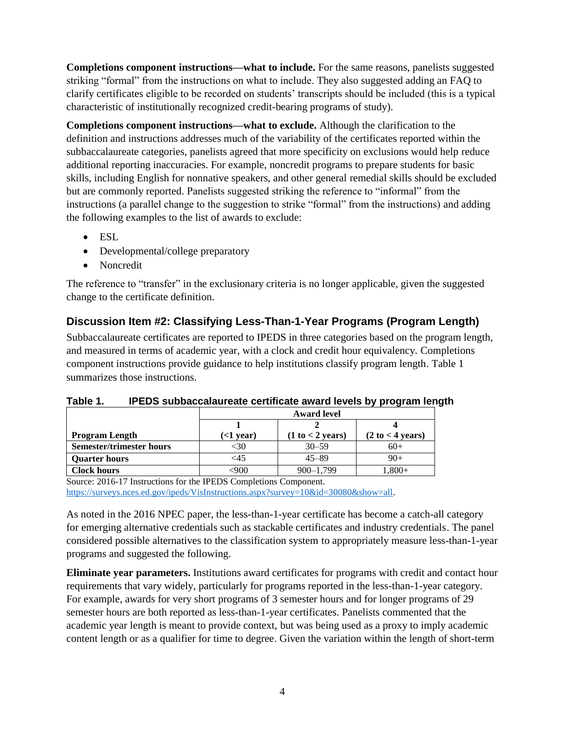**Completions component instructions—what to include.** For the same reasons, panelists suggested striking "formal" from the instructions on what to include. They also suggested adding an FAQ to clarify certificates eligible to be recorded on students' transcripts should be included (this is a typical characteristic of institutionally recognized credit-bearing programs of study).

**Completions component instructions—what to exclude.** Although the clarification to the definition and instructions addresses much of the variability of the certificates reported within the subbaccalaureate categories, panelists agreed that more specificity on exclusions would help reduce additional reporting inaccuracies. For example, noncredit programs to prepare students for basic skills, including English for nonnative speakers, and other general remedial skills should be excluded but are commonly reported. Panelists suggested striking the reference to "informal" from the instructions (a parallel change to the suggestion to strike "formal" from the instructions) and adding the following examples to the list of awards to exclude:

- ESL
- Developmental/college preparatory
- Noncredit

The reference to "transfer" in the exclusionary criteria is no longer applicable, given the suggested change to the certificate definition.

## Discussion Item #2: Classifying Less-Than-1-Year Programs (Program Length)

Subbaccalaureate certificates are reported to IPEDS in three categories based on the program length, and measured in terms of academic year, with a clock and credit hour equivalency. Completions component instructions provide guidance to help institutions classify program length. Table 1 summarizes those instructions.

**Table 1. IPEDS subbaccalaureate certificate award levels by program length**

| | Award level | | |
|---|---|---|---|
| **Program Length** | **1 (<1 year)** | **2 (1 to < 2 years)** | **4 (2 to < 4 years)** |
| **Semester/trimester hours** | <30 | 30–59 | 60+ |
| **Quarter hours** | <45 | 45–89 | 90+ |
| **Clock hours** | <900 | 900–1,799 | 1,800+ |

Source: 2016-17 Instructions for the IPEDS Completions Component. https://surveys.nces.ed.gov/ipeds/VisInstructions.aspx?survey=10&id=30080&show=all.

As noted in the 2016 NPEC paper, the less-than-1-year certificate has become a catch-all category for emerging alternative credentials such as stackable certificates and industry credentials. The panel considered possible alternatives to the classification system to appropriately measure less-than-1-year programs and suggested the following.

**Eliminate year parameters.** Institutions award certificates for programs with credit and contact hour requirements that vary widely, particularly for programs reported in the less-than-1-year category. For example, awards for very short programs of 3 semester hours and for longer programs of 29 semester hours are both reported as less-than-1-year certificates. Panelists commented that the academic year length is meant to provide context, but was being used as a proxy to imply academic content length or as a qualifier for time to degree. Given the variation within the length of short-term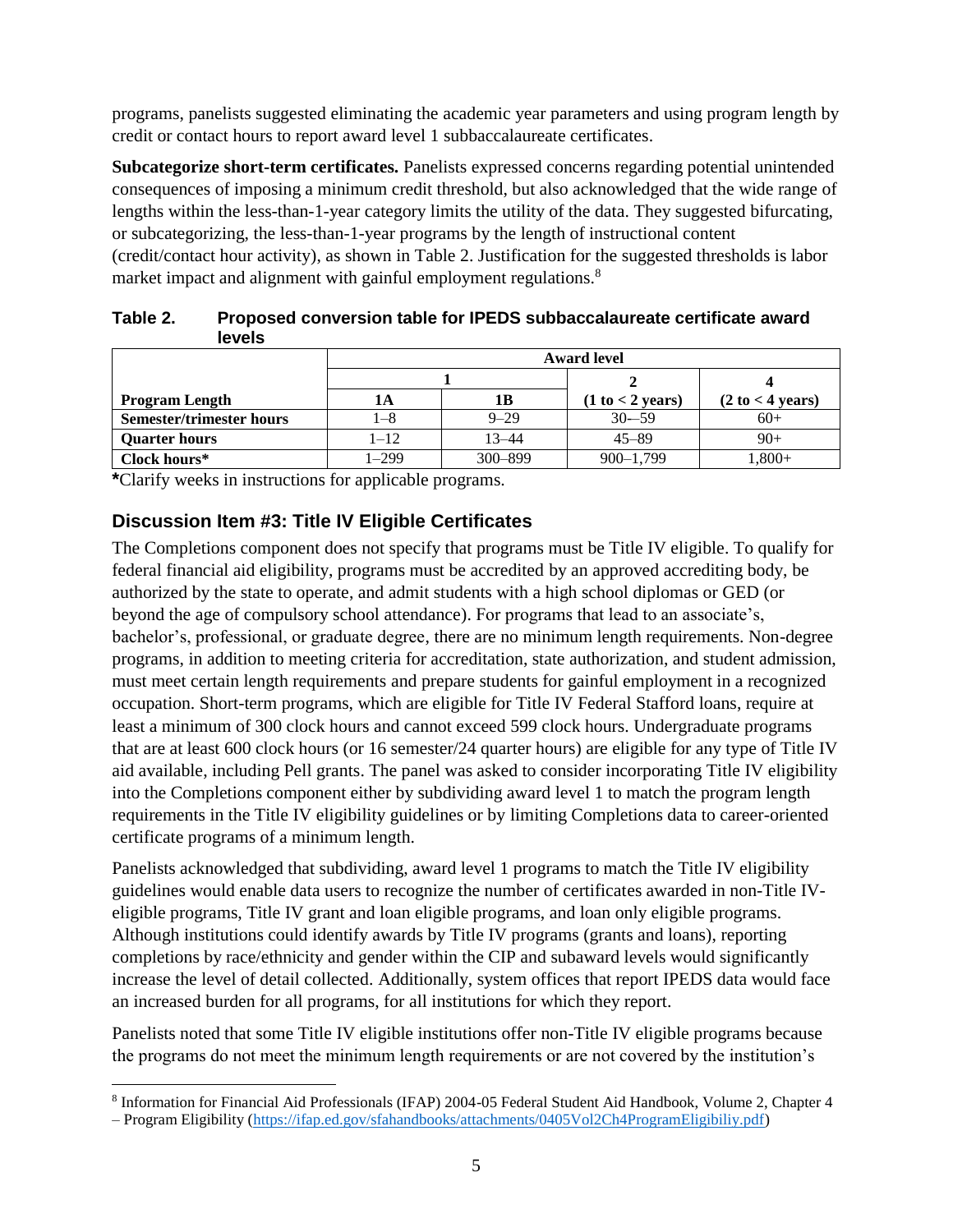programs, panelists suggested eliminating the academic year parameters and using program length by credit or contact hours to report award level 1 subbaccalaureate certificates.

**Subcategorize short-term certificates.** Panelists expressed concerns regarding potential unintended consequences of imposing a minimum credit threshold, but also acknowledged that the wide range of lengths within the less-than-1-year category limits the utility of the data. They suggested bifurcating, or subcategorizing, the less-than-1-year programs by the length of instructional content (credit/contact hour activity), as shown in Table 2. Justification for the suggested thresholds is labor market impact and alignment with gainful employment regulations.[8]

**Table 2. Proposed conversion table for IPEDS subbaccalaureate certificate award levels**

| | Award level | | | |
|---|---|---|---|---|
| | 1 | | 2 | 4 |
| **Program Length** | **1A** | **1B** | **(1 to < 2 years)** | **(2 to < 4 years)** |
| **Semester/trimester hours** | 1–8 | 9–29 | 30–59 | 60+ |
| **Quarter hours** | 1–12 | 13–44 | 45–89 | 90+ |
| **Clock hours*** | 1–299 | 300–899 | 900–1,799 | 1,800+ |

**\***Clarify weeks in instructions for applicable programs.

## Discussion Item #3: Title IV Eligible Certificates

The Completions component does not specify that programs must be Title IV eligible. To qualify for federal financial aid eligibility, programs must be accredited by an approved accrediting body, be authorized by the state to operate, and admit students with a high school diplomas or GED (or beyond the age of compulsory school attendance). For programs that lead to an associate's, bachelor's, professional, or graduate degree, there are no minimum length requirements. Non-degree programs, in addition to meeting criteria for accreditation, state authorization, and student admission, must meet certain length requirements and prepare students for gainful employment in a recognized occupation. Short-term programs, which are eligible for Title IV Federal Stafford loans, require at least a minimum of 300 clock hours and cannot exceed 599 clock hours. Undergraduate programs that are at least 600 clock hours (or 16 semester/24 quarter hours) are eligible for any type of Title IV aid available, including Pell grants. The panel was asked to consider incorporating Title IV eligibility into the Completions component either by subdividing award level 1 to match the program length requirements in the Title IV eligibility guidelines or by limiting Completions data to career-oriented certificate programs of a minimum length.

Panelists acknowledged that subdividing, award level 1 programs to match the Title IV eligibility guidelines would enable data users to recognize the number of certificates awarded in non-Title IV-eligible programs, Title IV grant and loan eligible programs, and loan only eligible programs. Although institutions could identify awards by Title IV programs (grants and loans), reporting completions by race/ethnicity and gender within the CIP and subaward levels would significantly increase the level of detail collected. Additionally, system offices that report IPEDS data would face an increased burden for all programs, for all institutions for which they report.

Panelists noted that some Title IV eligible institutions offer non-Title IV eligible programs because the programs do not meet the minimum length requirements or are not covered by the institution's

[8] Information for Financial Aid Professionals (IFAP) 2004-05 Federal Student Aid Handbook, Volume 2, Chapter 4 – Program Eligibility (https://ifap.ed.gov/sfahandbooks/attachments/0405Vol2Ch4ProgramEligibiliy.pdf)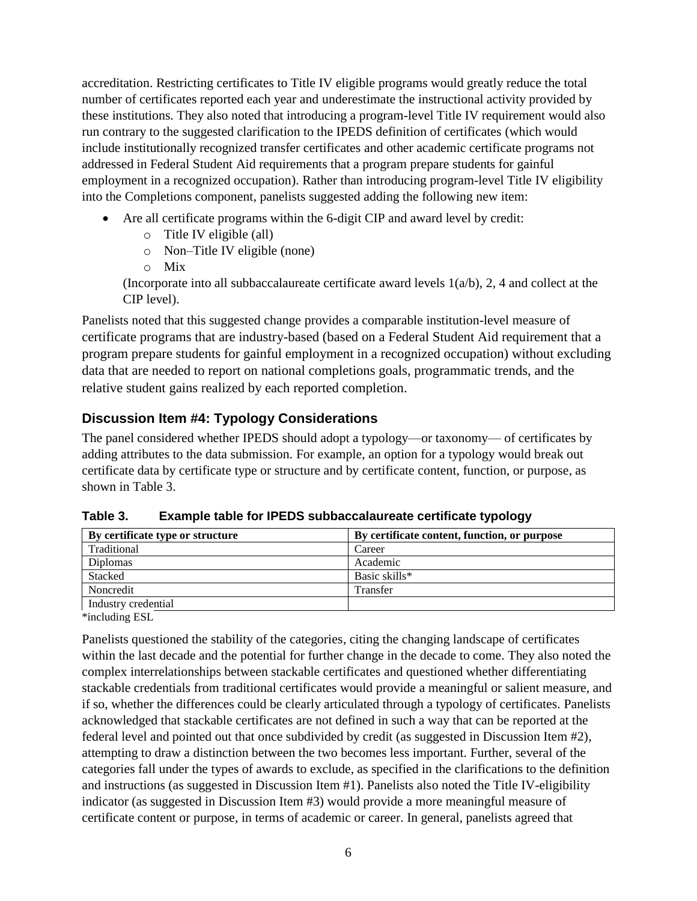accreditation. Restricting certificates to Title IV eligible programs would greatly reduce the total number of certificates reported each year and underestimate the instructional activity provided by these institutions. They also noted that introducing a program-level Title IV requirement would also run contrary to the suggested clarification to the IPEDS definition of certificates (which would include institutionally recognized transfer certificates and other academic certificate programs not addressed in Federal Student Aid requirements that a program prepare students for gainful employment in a recognized occupation). Rather than introducing program-level Title IV eligibility into the Completions component, panelists suggested adding the following new item:

- Are all certificate programs within the 6-digit CIP and award level by credit:
    - Title IV eligible (all)
    - Non–Title IV eligible (none)
    - Mix

  (Incorporate into all subbaccalaureate certificate award levels 1(a/b), 2, 4 and collect at the CIP level).

Panelists noted that this suggested change provides a comparable institution-level measure of certificate programs that are industry-based (based on a Federal Student Aid requirement that a program prepare students for gainful employment in a recognized occupation) without excluding data that are needed to report on national completions goals, programmatic trends, and the relative student gains realized by each reported completion.

### Discussion Item #4: Typology Considerations

The panel considered whether IPEDS should adopt a typology—or taxonomy— of certificates by adding attributes to the data submission. For example, an option for a typology would break out certificate data by certificate type or structure and by certificate content, function, or purpose, as shown in Table 3.

**Table 3. Example table for IPEDS subbaccalaureate certificate typology**

| By certificate type or structure | By certificate content, function, or purpose |
|---|---|
| Traditional | Career |
| Diplomas | Academic |
| Stacked | Basic skills* |
| Noncredit | Transfer |
| Industry credential | |

*including ESL

Panelists questioned the stability of the categories, citing the changing landscape of certificates within the last decade and the potential for further change in the decade to come. They also noted the complex interrelationships between stackable certificates and questioned whether differentiating stackable credentials from traditional certificates would provide a meaningful or salient measure, and if so, whether the differences could be clearly articulated through a typology of certificates. Panelists acknowledged that stackable certificates are not defined in such a way that can be reported at the federal level and pointed out that once subdivided by credit (as suggested in Discussion Item #2), attempting to draw a distinction between the two becomes less important. Further, several of the categories fall under the types of awards to exclude, as specified in the clarifications to the definition and instructions (as suggested in Discussion Item #1). Panelists also noted the Title IV-eligibility indicator (as suggested in Discussion Item #3) would provide a more meaningful measure of certificate content or purpose, in terms of academic or career. In general, panelists agreed that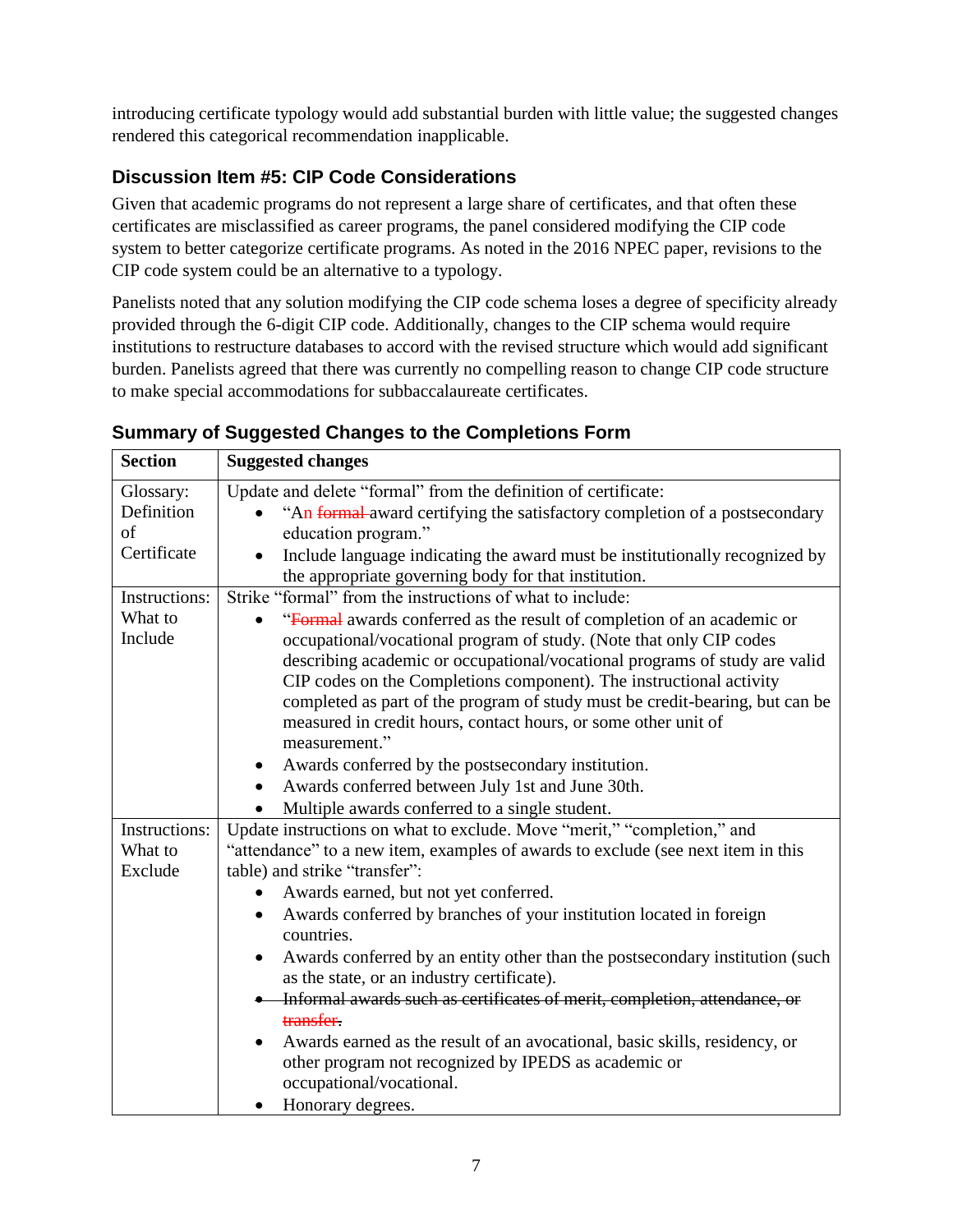introducing certificate typology would add substantial burden with little value; the suggested changes rendered this categorical recommendation inapplicable.

### Discussion Item #5: CIP Code Considerations

Given that academic programs do not represent a large share of certificates, and that often these certificates are misclassified as career programs, the panel considered modifying the CIP code system to better categorize certificate programs. As noted in the 2016 NPEC paper, revisions to the CIP code system could be an alternative to a typology.

Panelists noted that any solution modifying the CIP code schema loses a degree of specificity already provided through the 6-digit CIP code. Additionally, changes to the CIP schema would require institutions to restructure databases to accord with the revised structure which would add significant burden. Panelists agreed that there was currently no compelling reason to change CIP code structure to make special accommodations for subbaccalaureate certificates.

### Summary of Suggested Changes to the Completions Form

| Section | Suggested changes |
| --- | --- |
| Glossary: Definition of Certificate | Update and delete "formal" from the definition of certificate:<br>• "An ~~formal~~ award certifying the satisfactory completion of a postsecondary education program."<br>• Include language indicating the award must be institutionally recognized by the appropriate governing body for that institution. |
| Instructions: What to Include | Strike "formal" from the instructions of what to include:<br>• "~~Formal~~ awards conferred as the result of completion of an academic or occupational/vocational program of study. (Note that only CIP codes describing academic or occupational/vocational programs of study are valid CIP codes on the Completions component). The instructional activity completed as part of the program of study must be credit-bearing, but can be measured in credit hours, contact hours, or some other unit of measurement."<br>• Awards conferred by the postsecondary institution.<br>• Awards conferred between July 1st and June 30th.<br>• Multiple awards conferred to a single student. |
| Instructions: What to Exclude | Update instructions on what to exclude. Move "merit," "completion," and "attendance" to a new item, examples of awards to exclude (see next item in this table) and strike "transfer":<br>• Awards earned, but not yet conferred.<br>• Awards conferred by branches of your institution located in foreign countries.<br>• Awards conferred by an entity other than the postsecondary institution (such as the state, or an industry certificate).<br>• ~~Informal awards such as certificates of merit, completion, attendance, or transfer.~~<br>• Awards earned as the result of an avocational, basic skills, residency, or other program not recognized by IPEDS as academic or occupational/vocational.<br>• Honorary degrees. |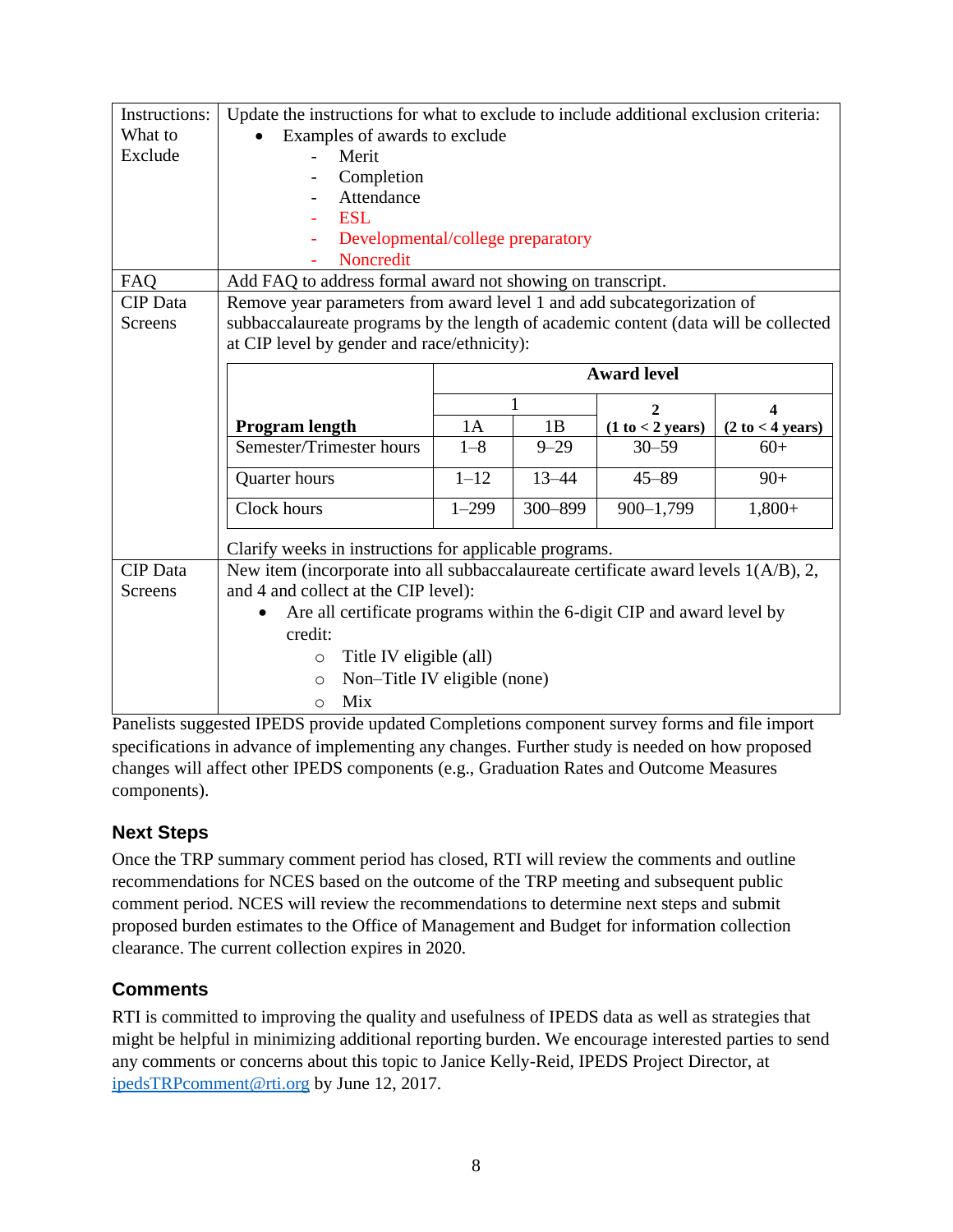| | |
|---|---|
| Instructions: What to Exclude | Update the instructions for what to exclude to include additional exclusion criteria:<br>• Examples of awards to exclude<br>- Merit<br>- Completion<br>- Attendance<br>- ESL<br>- Developmental/college preparatory<br>- Noncredit |
| FAQ | Add FAQ to address formal award not showing on transcript. |
| CIP Data Screens | Remove year parameters from award level 1 and add subcategorization of subbaccalaureate programs by the length of academic content (data will be collected at CIP level by gender and race/ethnicity):<br><br>(see award level table below)<br><br>Clarify weeks in instructions for applicable programs. |
| CIP Data Screens | New item (incorporate into all subbaccalaureate certificate award levels 1(A/B), 2, and 4 and collect at the CIP level):<br>• Are all certificate programs within the 6-digit CIP and award level by credit:<br>○ Title IV eligible (all)<br>○ Non–Title IV eligible (none)<br>○ Mix |

| | Award level | | | |
|---|---|---|---|---|
| | 1 | | **2** | **4** |
| **Program length** | 1A | 1B | **(1 to < 2 years)** | **(2 to < 4 years)** |
| Semester/Trimester hours | 1–8 | 9–29 | 30–59 | 60+ |
| Quarter hours | 1–12 | 13–44 | 45–89 | 90+ |
| Clock hours | 1–299 | 300–899 | 900–1,799 | 1,800+ |

Panelists suggested IPEDS provide updated Completions component survey forms and file import specifications in advance of implementing any changes. Further study is needed on how proposed changes will affect other IPEDS components (e.g., Graduation Rates and Outcome Measures components).

## Next Steps

Once the TRP summary comment period has closed, RTI will review the comments and outline recommendations for NCES based on the outcome of the TRP meeting and subsequent public comment period. NCES will review the recommendations to determine next steps and submit proposed burden estimates to the Office of Management and Budget for information collection clearance. The current collection expires in 2020.

## Comments

RTI is committed to improving the quality and usefulness of IPEDS data as well as strategies that might be helpful in minimizing additional reporting burden. We encourage interested parties to send any comments or concerns about this topic to Janice Kelly-Reid, IPEDS Project Director, at ipedsTRPcomment@rti.org by June 12, 2017.